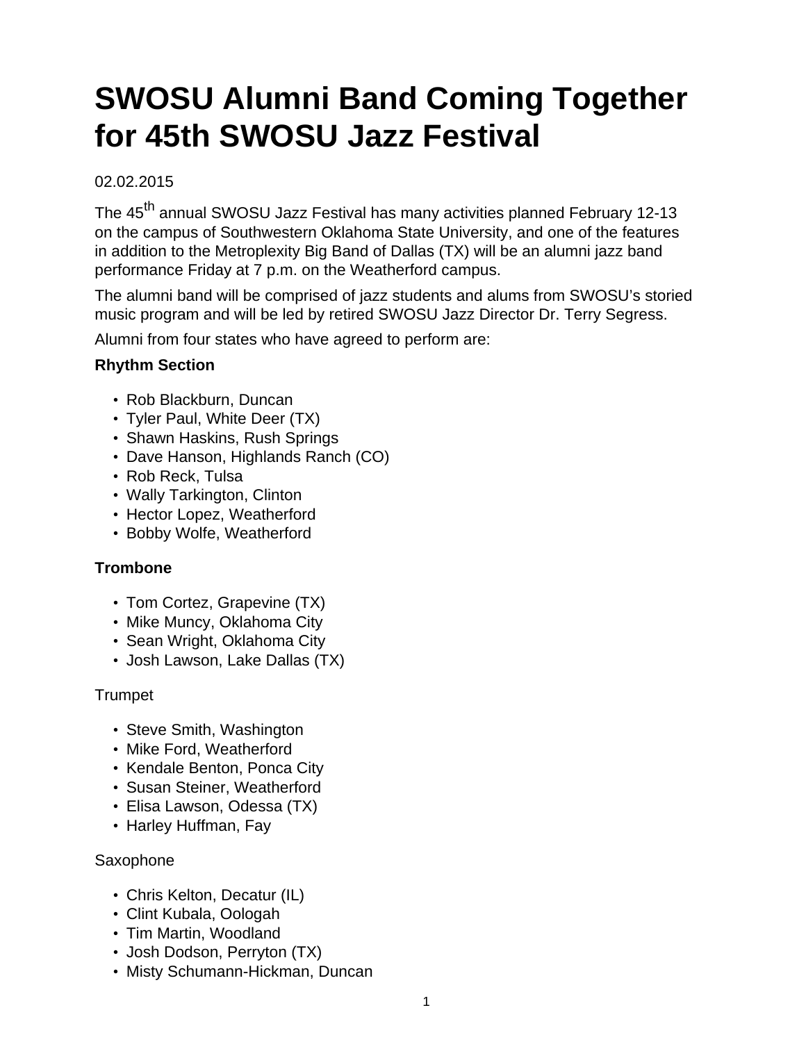# SWOSU Alumni Band Coming Together for 45th SWOSU Jazz Festival

02.02.2015

The 45th annual SWOSU Jazz Festival has many activities planned February 12-13 on the campus of Southwestern Oklahoma State University, and one of the features in addition to the Metroplexity Big Band of Dallas (TX) will be an alumni jazz band performance Friday at 7 p.m. on the Weatherford campus.

The alumni band will be comprised of jazz students and alums from SWOSU's storied music program and will be led by retired SWOSU Jazz Director Dr. Terry Segress.

Alumni from four states who have agreed to perform are:

**Rhythm Section**

- Rob Blackburn, Duncan
- Tyler Paul, White Deer (TX)
- Shawn Haskins, Rush Springs
- Dave Hanson, Highlands Ranch (CO)
- Rob Reck, Tulsa
- Wally Tarkington, Clinton
- Hector Lopez, Weatherford
- Bobby Wolfe, Weatherford

**Trombone**

- Tom Cortez, Grapevine (TX)
- Mike Muncy, Oklahoma City
- Sean Wright, Oklahoma City
- Josh Lawson, Lake Dallas (TX)

Trumpet

- Steve Smith, Washington
- Mike Ford, Weatherford
- Kendale Benton, Ponca City
- Susan Steiner, Weatherford
- Elisa Lawson, Odessa (TX)
- Harley Huffman, Fay

Saxophone

- Chris Kelton, Decatur (IL)
- Clint Kubala, Oologah
- Tim Martin, Woodland
- Josh Dodson, Perryton (TX)
- Misty Schumann-Hickman, Duncan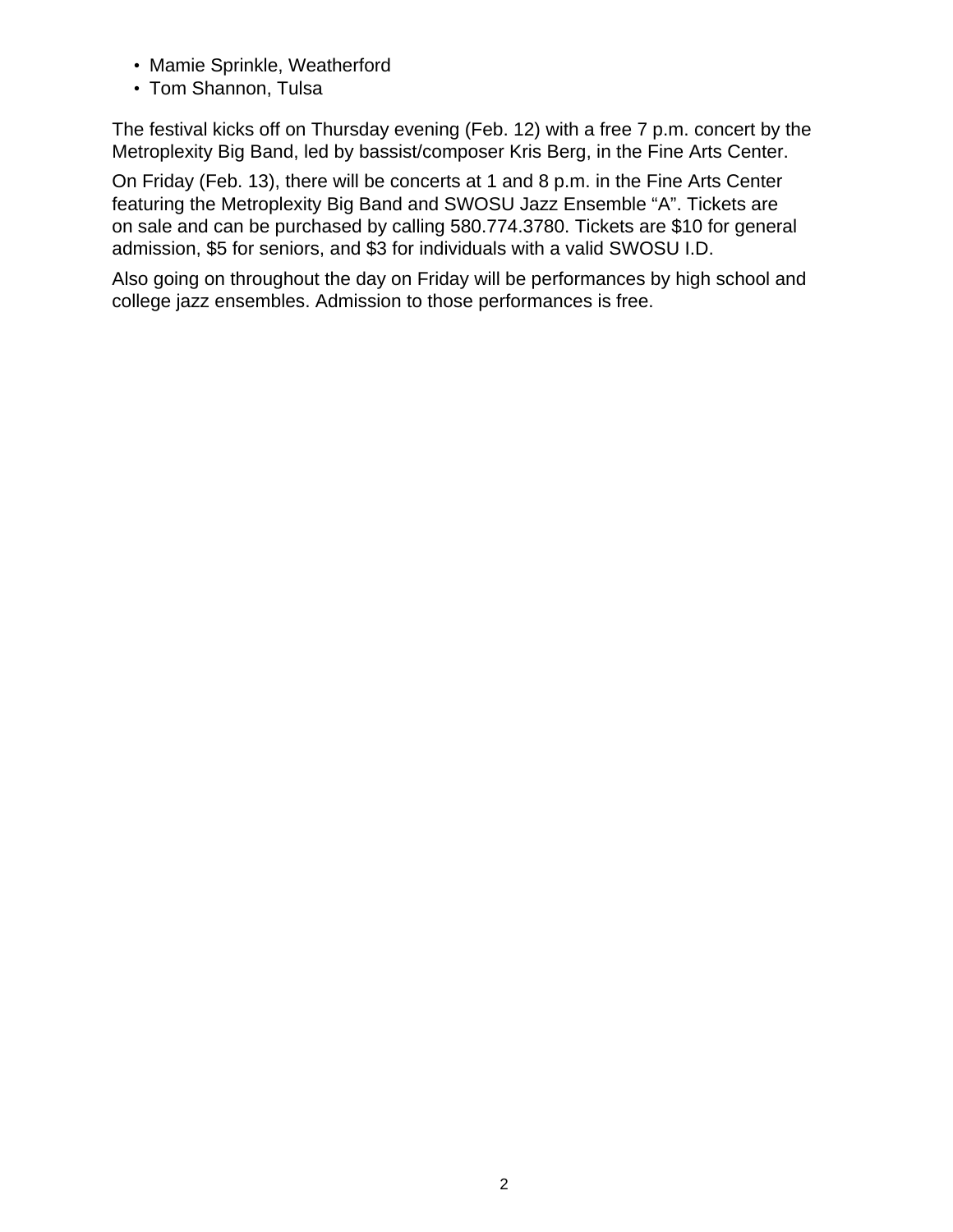- Mamie Sprinkle, Weatherford
- Tom Shannon, Tulsa

The festival kicks off on Thursday evening (Feb. 12) with a free 7 p.m. concert by the Metroplexity Big Band, led by bassist/composer Kris Berg, in the Fine Arts Center.

On Friday (Feb. 13), there will be concerts at 1 and 8 p.m. in the Fine Arts Center featuring the Metroplexity Big Band and SWOSU Jazz Ensemble “A”. Tickets are on sale and can be purchased by calling 580.774.3780. Tickets are $10 for general admission, $5 for seniors, and $3 for individuals with a valid SWOSU I.D.

Also going on throughout the day on Friday will be performances by high school and college jazz ensembles. Admission to those performances is free.